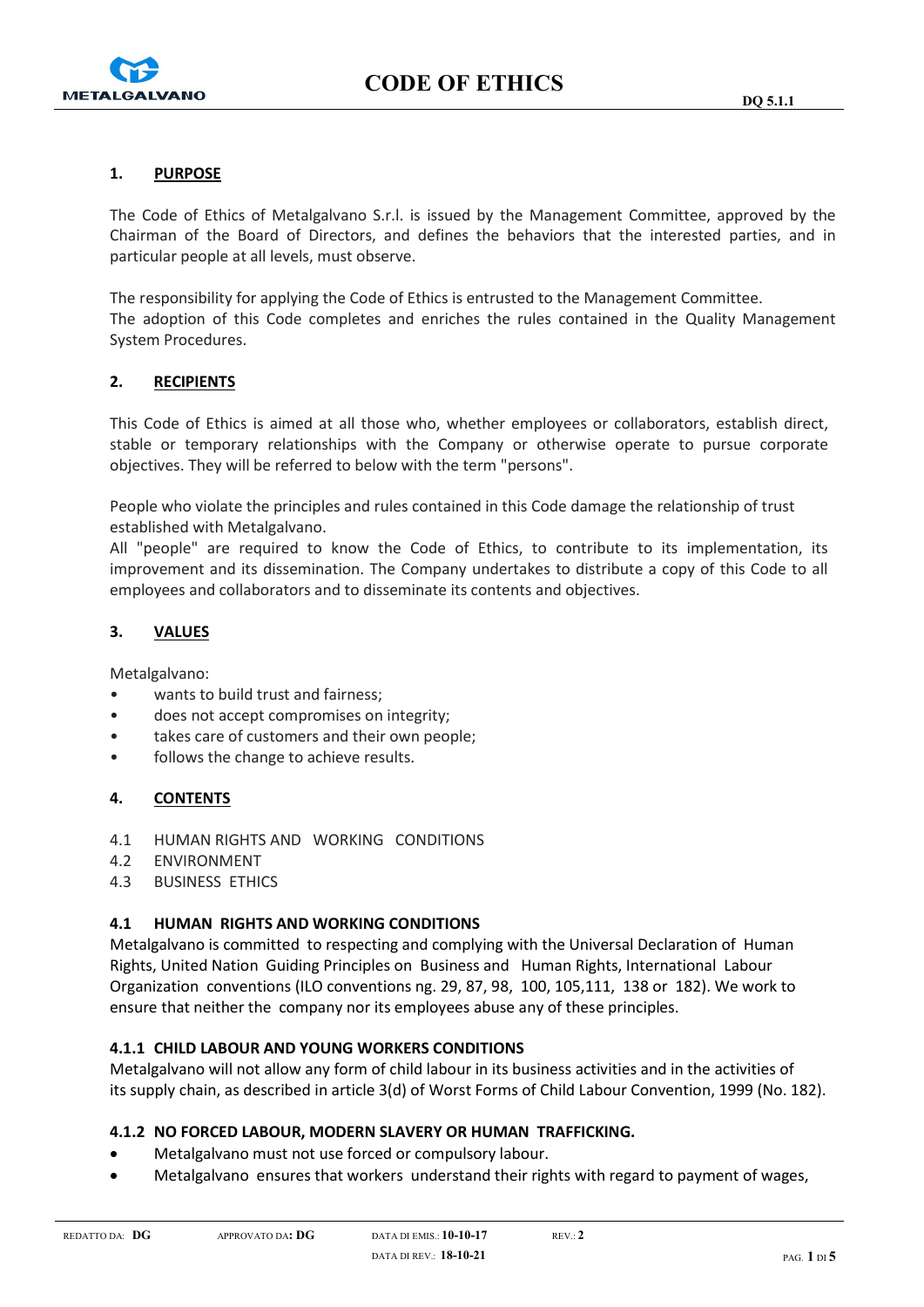# CODE OF ETHICS

## 1. PURPOSE

The Code of Ethics of Metalgalvano S.r.l. is issued by the Management Committee, approved by the Chairman of the Board of Directors, and defines the behaviors that the interested parties, and in particular people at all levels, must observe.

The responsibility for applying the Code of Ethics is entrusted to the Management Committee.
The adoption of this Code completes and enriches the rules contained in the Quality Management System Procedures.

## 2. RECIPIENTS

This Code of Ethics is aimed at all those who, whether employees or collaborators, establish direct, stable or temporary relationships with the Company or otherwise operate to pursue corporate objectives. They will be referred to below with the term "persons".

People who violate the principles and rules contained in this Code damage the relationship of trust established with Metalgalvano.
All "people" are required to know the Code of Ethics, to contribute to its implementation, its improvement and its dissemination. The Company undertakes to distribute a copy of this Code to all employees and collaborators and to disseminate its contents and objectives.

## 3. VALUES

Metalgalvano:

- wants to build trust and fairness;
- does not accept compromises on integrity;
- takes care of customers and their own people;
- follows the change to achieve results.

## 4. CONTENTS

4.1 HUMAN RIGHTS AND WORKING CONDITIONS
4.2 ENVIRONMENT
4.3 BUSINESS ETHICS

### 4.1 HUMAN RIGHTS AND WORKING CONDITIONS

Metalgalvano is committed to respecting and complying with the Universal Declaration of Human Rights, United Nation Guiding Principles on Business and Human Rights, International Labour Organization conventions (ILO conventions ng. 29, 87, 98, 100, 105,111, 138 or 182). We work to ensure that neither the company nor its employees abuse any of these principles.

#### 4.1.1 CHILD LABOUR AND YOUNG WORKERS CONDITIONS

Metalgalvano will not allow any form of child labour in its business activities and in the activities of its supply chain, as described in article 3(d) of Worst Forms of Child Labour Convention, 1999 (No. 182).

#### 4.1.2 NO FORCED LABOUR, MODERN SLAVERY OR HUMAN TRAFFICKING.

- Metalgalvano must not use forced or compulsory labour.
- Metalgalvano ensures that workers understand their rights with regard to payment of wages,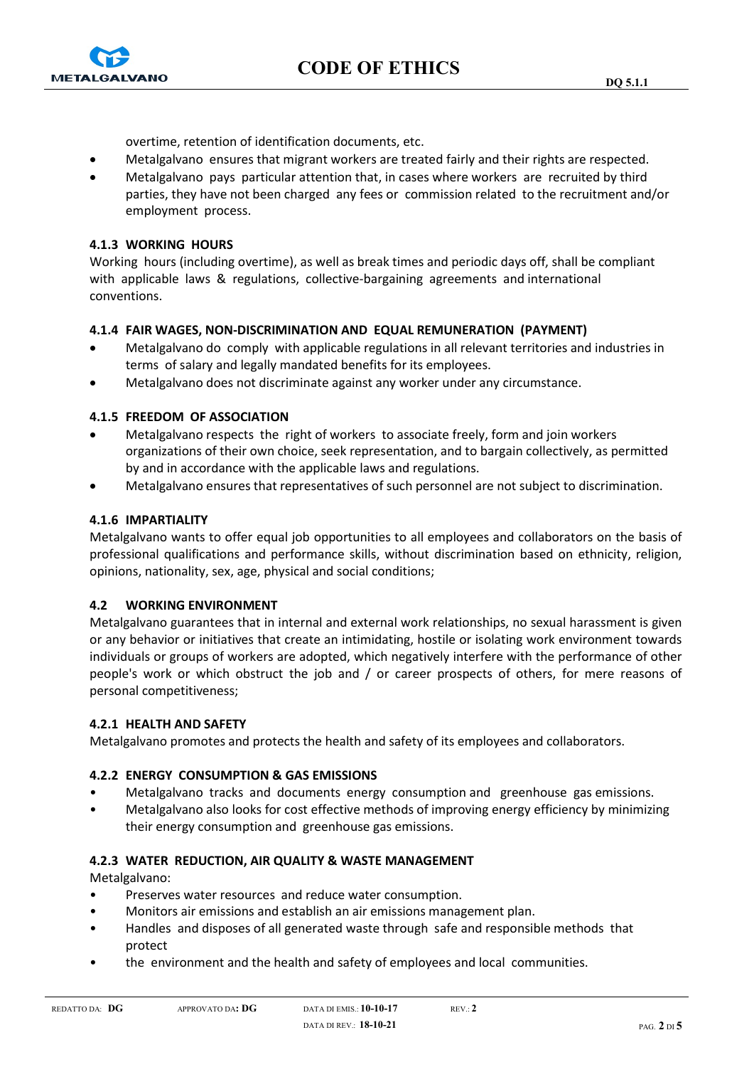overtime, retention of identification documents, etc.

- Metalgalvano ensures that migrant workers are treated fairly and their rights are respected.
- Metalgalvano pays particular attention that, in cases where workers are recruited by third parties, they have not been charged any fees or commission related to the recruitment and/or employment process.

#### 4.1.3 WORKING HOURS

Working hours (including overtime), as well as break times and periodic days off, shall be compliant with applicable laws & regulations, collective-bargaining agreements and international conventions.

#### 4.1.4 FAIR WAGES, NON-DISCRIMINATION AND EQUAL REMUNERATION (PAYMENT)

- Metalgalvano do comply with applicable regulations in all relevant territories and industries in terms of salary and legally mandated benefits for its employees.
- Metalgalvano does not discriminate against any worker under any circumstance.

#### 4.1.5 FREEDOM OF ASSOCIATION

- Metalgalvano respects the right of workers to associate freely, form and join workers organizations of their own choice, seek representation, and to bargain collectively, as permitted by and in accordance with the applicable laws and regulations.
- Metalgalvano ensures that representatives of such personnel are not subject to discrimination.

#### 4.1.6 IMPARTIALITY

Metalgalvano wants to offer equal job opportunities to all employees and collaborators on the basis of professional qualifications and performance skills, without discrimination based on ethnicity, religion, opinions, nationality, sex, age, physical and social conditions;

### 4.2 WORKING ENVIRONMENT

Metalgalvano guarantees that in internal and external work relationships, no sexual harassment is given or any behavior or initiatives that create an intimidating, hostile or isolating work environment towards individuals or groups of workers are adopted, which negatively interfere with the performance of other people's work or which obstruct the job and / or career prospects of others, for mere reasons of personal competitiveness;

#### 4.2.1 HEALTH AND SAFETY

Metalgalvano promotes and protects the health and safety of its employees and collaborators.

#### 4.2.2 ENERGY CONSUMPTION & GAS EMISSIONS

- Metalgalvano tracks and documents energy consumption and greenhouse gas emissions.
- Metalgalvano also looks for cost effective methods of improving energy efficiency by minimizing their energy consumption and greenhouse gas emissions.

#### 4.2.3 WATER REDUCTION, AIR QUALITY & WASTE MANAGEMENT

Metalgalvano:

- Preserves water resources and reduce water consumption.
- Monitors air emissions and establish an air emissions management plan.
- Handles and disposes of all generated waste through safe and responsible methods that protect
- the environment and the health and safety of employees and local communities.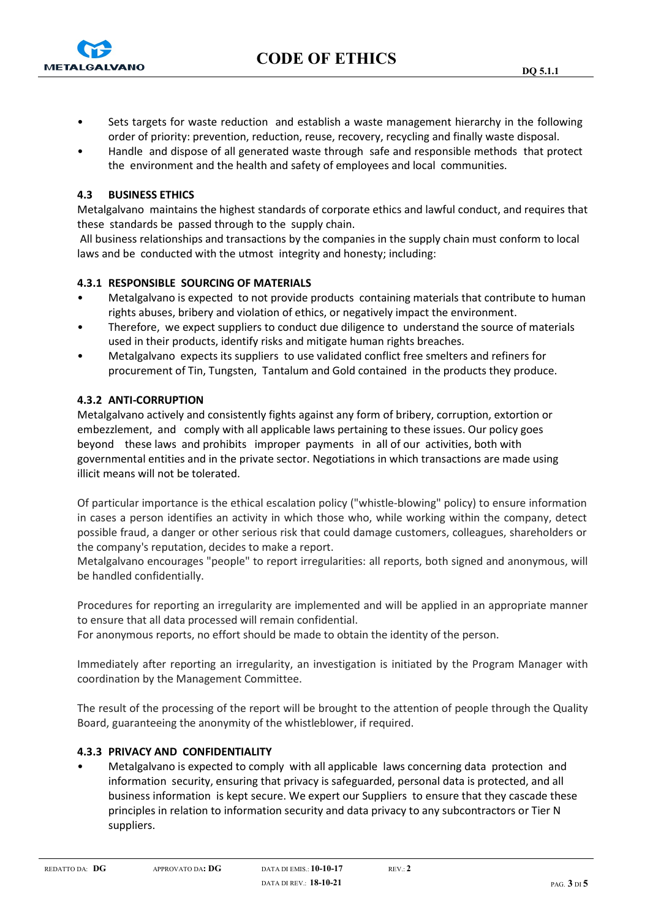- Sets targets for waste reduction and establish a waste management hierarchy in the following order of priority: prevention, reduction, reuse, recovery, recycling and finally waste disposal.
- Handle and dispose of all generated waste through safe and responsible methods that protect the environment and the health and safety of employees and local communities.

### 4.3 BUSINESS ETHICS

Metalgalvano maintains the highest standards of corporate ethics and lawful conduct, and requires that these standards be passed through to the supply chain.

All business relationships and transactions by the companies in the supply chain must conform to local laws and be conducted with the utmost integrity and honesty; including:

#### 4.3.1 RESPONSIBLE SOURCING OF MATERIALS

- Metalgalvano is expected to not provide products containing materials that contribute to human rights abuses, bribery and violation of ethics, or negatively impact the environment.
- Therefore, we expect suppliers to conduct due diligence to understand the source of materials used in their products, identify risks and mitigate human rights breaches.
- Metalgalvano expects its suppliers to use validated conflict free smelters and refiners for procurement of Tin, Tungsten, Tantalum and Gold contained in the products they produce.

#### 4.3.2 ANTI-CORRUPTION

Metalgalvano actively and consistently fights against any form of bribery, corruption, extortion or embezzlement, and comply with all applicable laws pertaining to these issues. Our policy goes beyond these laws and prohibits improper payments in all of our activities, both with governmental entities and in the private sector. Negotiations in which transactions are made using illicit means will not be tolerated.

Of particular importance is the ethical escalation policy ("whistle-blowing" policy) to ensure information in cases a person identifies an activity in which those who, while working within the company, detect possible fraud, a danger or other serious risk that could damage customers, colleagues, shareholders or the company's reputation, decides to make a report.

Metalgalvano encourages "people" to report irregularities: all reports, both signed and anonymous, will be handled confidentially.

Procedures for reporting an irregularity are implemented and will be applied in an appropriate manner to ensure that all data processed will remain confidential.

For anonymous reports, no effort should be made to obtain the identity of the person.

Immediately after reporting an irregularity, an investigation is initiated by the Program Manager with coordination by the Management Committee.

The result of the processing of the report will be brought to the attention of people through the Quality Board, guaranteeing the anonymity of the whistleblower, if required.

#### 4.3.3 PRIVACY AND CONFIDENTIALITY

- Metalgalvano is expected to comply with all applicable laws concerning data protection and information security, ensuring that privacy is safeguarded, personal data is protected, and all business information is kept secure. We expert our Suppliers to ensure that they cascade these principles in relation to information security and data privacy to any subcontractors or Tier N suppliers.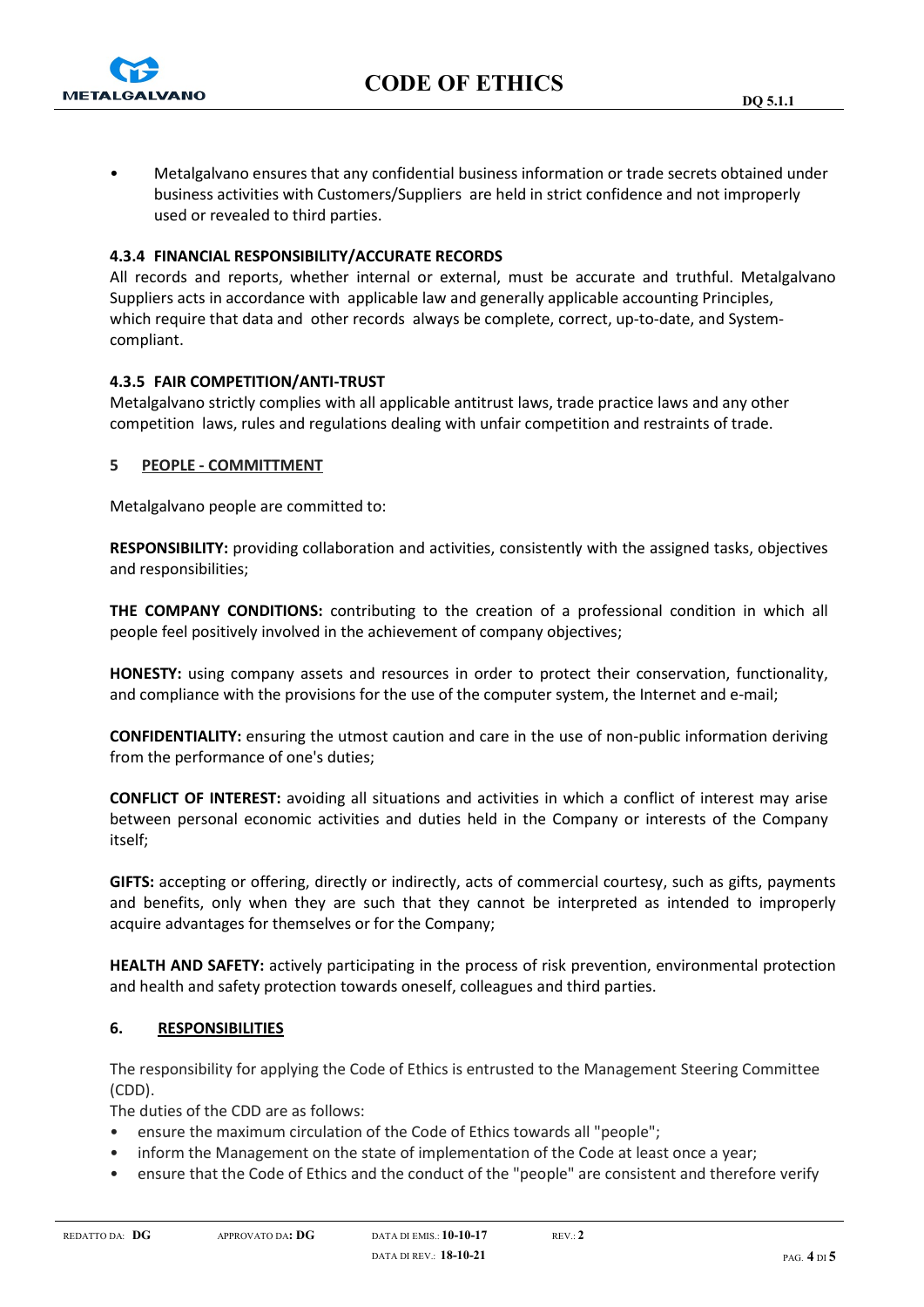- Metalgalvano ensures that any confidential business information or trade secrets obtained under business activities with Customers/Suppliers are held in strict confidence and not improperly used or revealed to third parties.

### 4.3.4 FINANCIAL RESPONSIBILITY/ACCURATE RECORDS

All records and reports, whether internal or external, must be accurate and truthful. Metalgalvano Suppliers acts in accordance with applicable law and generally applicable accounting Principles, which require that data and other records always be complete, correct, up-to-date, and System-compliant.

### 4.3.5 FAIR COMPETITION/ANTI-TRUST

Metalgalvano strictly complies with all applicable antitrust laws, trade practice laws and any other competition laws, rules and regulations dealing with unfair competition and restraints of trade.

## 5 PEOPLE - COMMITTMENT

Metalgalvano people are committed to:

**RESPONSIBILITY:** providing collaboration and activities, consistently with the assigned tasks, objectives and responsibilities;

**THE COMPANY CONDITIONS:** contributing to the creation of a professional condition in which all people feel positively involved in the achievement of company objectives;

**HONESTY:** using company assets and resources in order to protect their conservation, functionality, and compliance with the provisions for the use of the computer system, the Internet and e-mail;

**CONFIDENTIALITY:** ensuring the utmost caution and care in the use of non-public information deriving from the performance of one's duties;

**CONFLICT OF INTEREST:** avoiding all situations and activities in which a conflict of interest may arise between personal economic activities and duties held in the Company or interests of the Company itself;

**GIFTS:** accepting or offering, directly or indirectly, acts of commercial courtesy, such as gifts, payments and benefits, only when they are such that they cannot be interpreted as intended to improperly acquire advantages for themselves or for the Company;

**HEALTH AND SAFETY:** actively participating in the process of risk prevention, environmental protection and health and safety protection towards oneself, colleagues and third parties.

## 6. RESPONSIBILITIES

The responsibility for applying the Code of Ethics is entrusted to the Management Steering Committee (CDD).

The duties of the CDD are as follows:

- ensure the maximum circulation of the Code of Ethics towards all "people";
- inform the Management on the state of implementation of the Code at least once a year;
- ensure that the Code of Ethics and the conduct of the "people" are consistent and therefore verify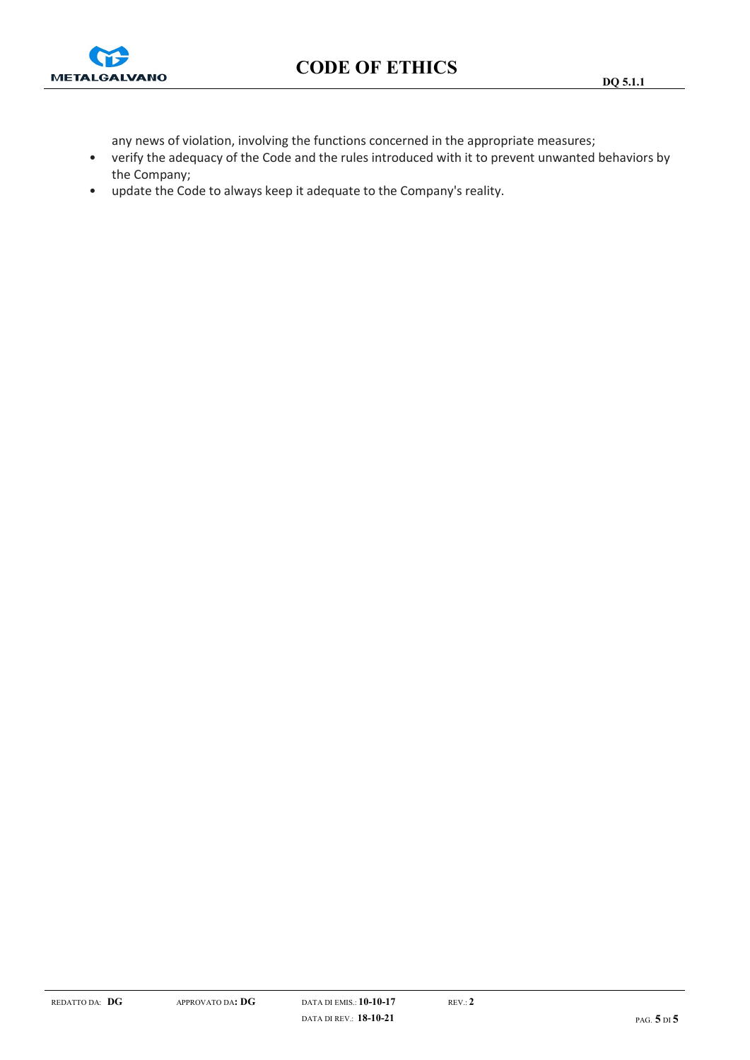any news of violation, involving the functions concerned in the appropriate measures;

- verify the adequacy of the Code and the rules introduced with it to prevent unwanted behaviors by the Company;
- update the Code to always keep it adequate to the Company's reality.